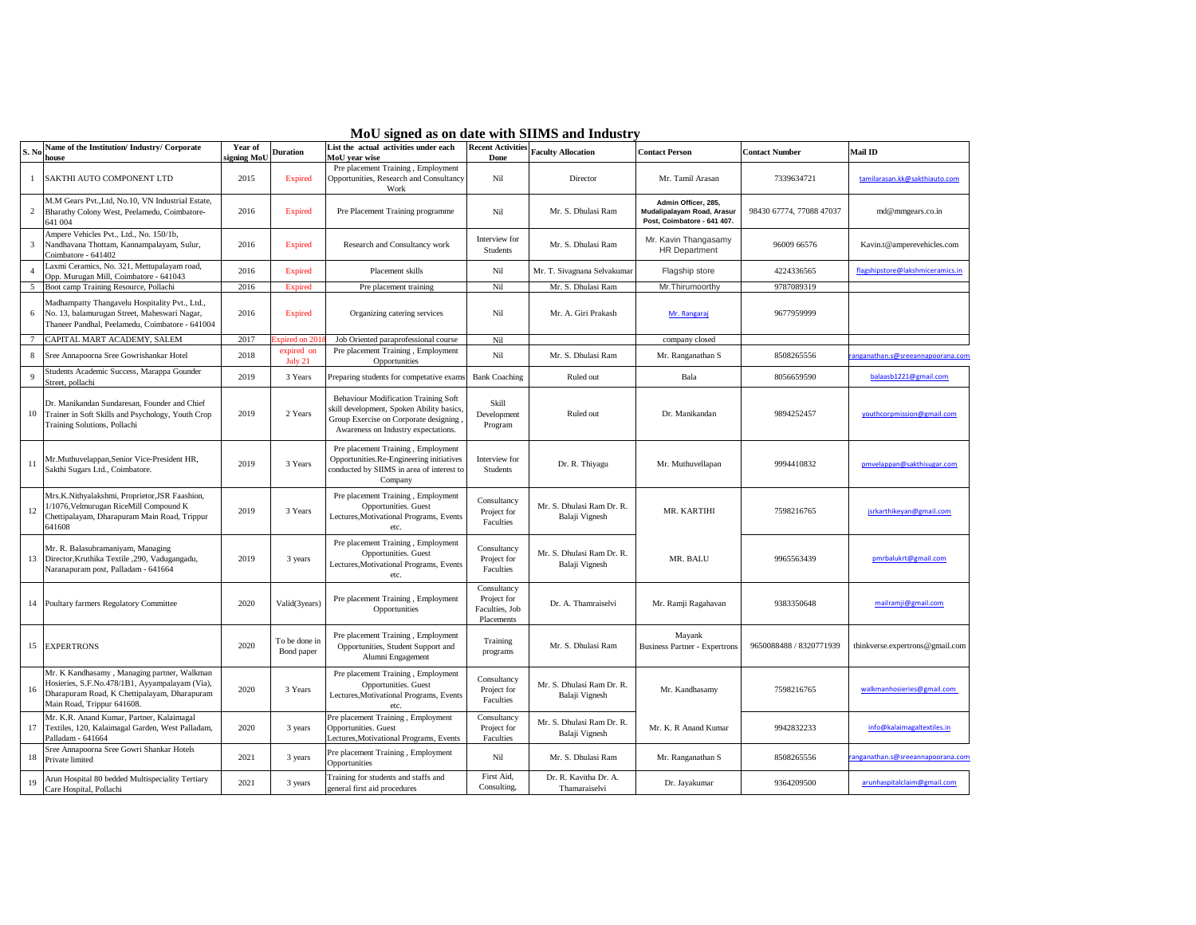# MoU signed as on date with SIIMS and Industry

| S. No | Name of the Institution/ Industry/ Corporate house | Year of signing MoU | Duration | List the actual activities under each MoU year wise | Recent Activities Done | Faculty Allocation | Contact Person | Contact Number | Mail ID |
|---|---|---|---|---|---|---|---|---|---|
| 1 | SAKTHI AUTO COMPONENT LTD | 2015 | Expired | Pre placement Training , Employment Opportunities, Research and Consultancy Work | Nil | Director | Mr. Tamil Arasan | 7339634721 | tamilarasan.kk@sakthiauto.com |
| 2 | M.M Gears Pvt.,Ltd, No.10, VN Industrial Estate, Bharathy Colony West, Peelamedu, Coimbatore-641 004 | 2016 | Expired | Pre Placement Training programme | Nil | Mr. S. Dhulasi Ram | Admin Officer, 285, Mudalipalayam Road, Arasur Post, Coimbatore - 641 407. | 98430 67774, 77088 47037 | md@mmgears.co.in |
| 3 | Ampere Vehicles Pvt., Ltd., No. 150/1b, Nandhavana Thottam, Kannampalayam, Sulur, Coimbatore - 641402 | 2016 | Expired | Research and Consultancy work | Interview for Students | Mr. S. Dhulasi Ram | Mr. Kavin Thangasamy HR Department | 96009 66576 | Kavin.t@amperevehicles.com |
| 4 | Laxmi Ceramics, No. 321, Mettupalayam road, Opp. Murugan Mill, Coimbatore - 641043 | 2016 | Expired | Placement skills | Nil | Mr. T. Sivagnana Selvakumar | Flagship store | 4224336565 | flagshipstore@lakshmiceramics.in |
| 5 | Boot camp Training Resource, Pollachi | 2016 | Expired | Pre placement training | Nil | Mr. S. Dhulasi Ram | Mr.Thirumoorthy | 9787089319 | |
| 6 | Madhampatty Thangavelu Hospitality Pvt., Ltd., No. 13, balamurugan Street, Maheswari Nagar, Thaneer Pandhal, Peelamedu, Coimbatore - 641004 | 2016 | Expired | Organizing catering services | Nil | Mr. A. Giri Prakash | Mr. Rangaraj | 9677959999 | |
| 7 | CAPITAL MART ACADEMY, SALEM | 2017 | Expired on 2018 | Job Oriented paraprofessional course | Nil | | company closed | | |
| 8 | Sree Annapoorna Sree Gowrishankar Hotel | 2018 | expired on July 21 | Pre placement Training , Employment Opportunities | Nil | Mr. S. Dhulasi Ram | Mr. Ranganathan S | 8508265556 | ranganathan.s@sreeannapoorana.com |
| 9 | Students Academic Success, Marappa Gounder Street, pollachi | 2019 | 3 Years | Preparing students for competative exams | Bank Coaching | Ruled out | Bala | 8056659590 | balaasb1221@gmail.com |
| 10 | Dr. Manikandan Sundaresan, Founder and Chief Trainer in Soft Skills and Psychology, Youth Crop Training Solutions, Pollachi | 2019 | 2 Years | Behaviour Modification Training Soft skill development, Spoken Ability basics, Group Exercise on Corporate designing , Awareness on Industry expectations. | Skill Development Program | Ruled out | Dr. Manikandan | 9894252457 | youthcorpmission@gmail.com |
| 11 | Mr.Muthuvelappan,Senior Vice-President HR, Sakthi Sugars Ltd., Coimbatore. | 2019 | 3 Years | Pre placement Training , Employment Opportunities.Re-Engineering initiatives conducted by SIIMS in area of interest to Company | Interview for Students | Dr. R. Thiyagu | Mr. Muthuvellapan | 9994410832 | pmvelappan@sakthisugar.com |
| 12 | Mrs.K.Nithyalakshmi, Proprietor,JSR Faashion, 1/1076,Velmurugan RiceMill Compound K Chettipalayam, Dharapuram Main Road, Trippur 641608 | 2019 | 3 Years | Pre placement Training , Employment Opportunities. Guest Lectures,Motivational Programs, Events etc. | Consultancy Project for Faculties | Mr. S. Dhulasi Ram Dr. R. Balaji Vignesh | MR. KARTIHI | 7598216765 | jsrkarthikeyan@gmail.com |
| 13 | Mr. R. Balasubramaniyam, Managing Director,Kruthika Textile ,290, Vadugangadu, Naranapuram post, Palladam - 641664 | 2019 | 3 years | Pre placement Training , Employment Opportunities. Guest Lectures,Motivational Programs, Events etc. | Consultancy Project for Faculties | Mr. S. Dhulasi Ram Dr. R. Balaji Vignesh | MR. BALU | 9965563439 | pmrbalukrt@gmail.com |
| 14 | Poultary farmers Regulatory Committee | 2020 | Valid(3years) | Pre placement Training , Employment Opportunities | Consultancy Project for Faculties, Job Placements | Dr. A. Thamraiselvi | Mr. Ramji Ragahavan | 9383350648 | mailramji@gmail.com |
| 15 | EXPERTRONS | 2020 | To be done in Bond paper | Pre placement Training , Employment Opportunities, Student Support and Alumni Engagement | Training programs | Mr. S. Dhulasi Ram | Mayank Business Partner - Expertrons | 9650088488 / 8320771939 | thinkverse.expertrons@gmail.com |
| 16 | Mr. K Kandhasamy , Managing partner, Walkman Hosieries, S.F.No.478/1B1, Ayyampalayam (Via), Dharapuram Road, K Chettipalayam, Dharapuram Main Road, Trippur 641608. | 2020 | 3 Years | Pre placement Training , Employment Opportunities. Guest Lectures,Motivational Programs, Events etc. | Consultancy Project for Faculties | Mr. S. Dhulasi Ram Dr. R. Balaji Vignesh | Mr. Kandhasamy | 7598216765 | walkmanhosieries@gmail.com |
| 17 | Mr. K.R. Anand Kumar, Partner, Kalaimagal Textiles, 120, Kalaimagal Garden, West Palladam, Palladam - 641664 | 2020 | 3 years | Pre placement Training , Employment Opportunities. Guest Lectures,Motivational Programs, Events | Consultancy Project for Faculties | Mr. S. Dhulasi Ram Dr. R. Balaji Vignesh | Mr. K. R Anand Kumar | 9942832233 | info@kalaimagaltextiles.in |
| 18 | Sree Annapoorna Sree Gowri Shankar Hotels Private limited | 2021 | 3 years | Pre placement Training , Employment Opportunities | Nil | Mr. S. Dhulasi Ram | Mr. Ranganathan S | 8508265556 | ranganathan.s@sreeannapoorana.com |
| 19 | Arun Hospital 80 bedded Multispeciality Tertiary Care Hospital, Pollachi | 2021 | 3 years | Training for students and staffs and general first aid procedures | First Aid, Consulting, | Dr. R. Kavitha Dr. A. Thamaraiselvi | Dr. Jayakumar | 9364209500 | arunhospitalclaim@gmail.com |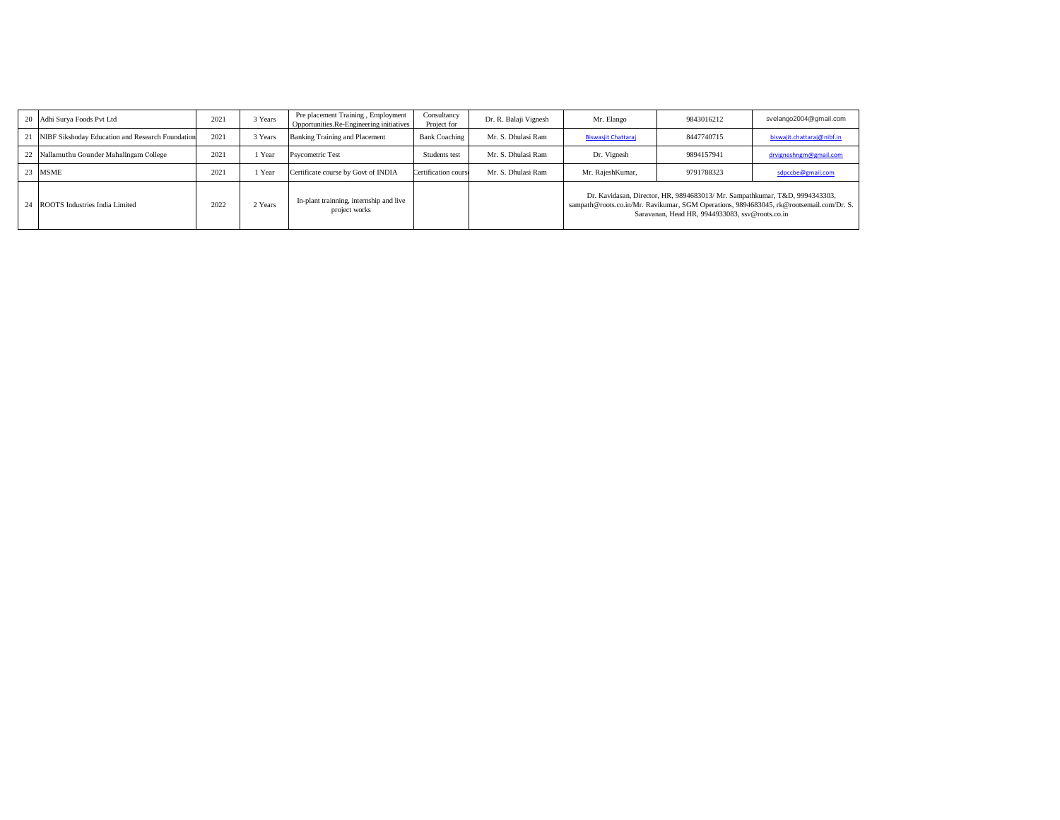| | | | | | | | | | |
|---|---|---|---|---|---|---|---|---|---|
| 20 | Adhi Surya Foods Pvt Ltd | 2021 | 3 Years | Pre placement Training , Employment Opportunities.Re-Engineering initiatives | Consultancy Project for | Dr. R. Balaji Vignesh | Mr. Elango | 9843016212 | svelango2004@gmail.com |
| 21 | NIBF Sikshoday Education and Research Foundation | 2021 | 3 Years | Banking Training and Placement | Bank Coaching | Mr. S. Dhulasi Ram | Biswasjit Chattaraj | 8447740715 | biswajit.chattaraj@nibf.in |
| 22 | Nallamuthu Gounder Mahalingam College | 2021 | 1 Year | Psycometric Test | Students test | Mr. S. Dhulasi Ram | Dr. Vignesh | 9894157941 | drvigneshngm@gmail.com |
| 23 | MSME | 2021 | 1 Year | Certificate course by Govt of INDIA | Certification course | Mr. S. Dhulasi Ram | Mr. RajeshKumar, | 9791788323 | sdpccbe@gmail.com |
| 24 | ROOTS Industries India Limited | 2022 | 2 Years | In-plant trainning, internship and live project works | | | Dr. Kavidasan, Director, HR, 9894683013/ Mr. Sampathkumar, T&D, 9994343303, sampath@roots.co.in/Mr. Ravikumar, SGM Operations, 9894683045, rk@rootsemail.com/Dr. S. Saravanan, Head HR, 9944933083, ssv@roots.co.in | | |